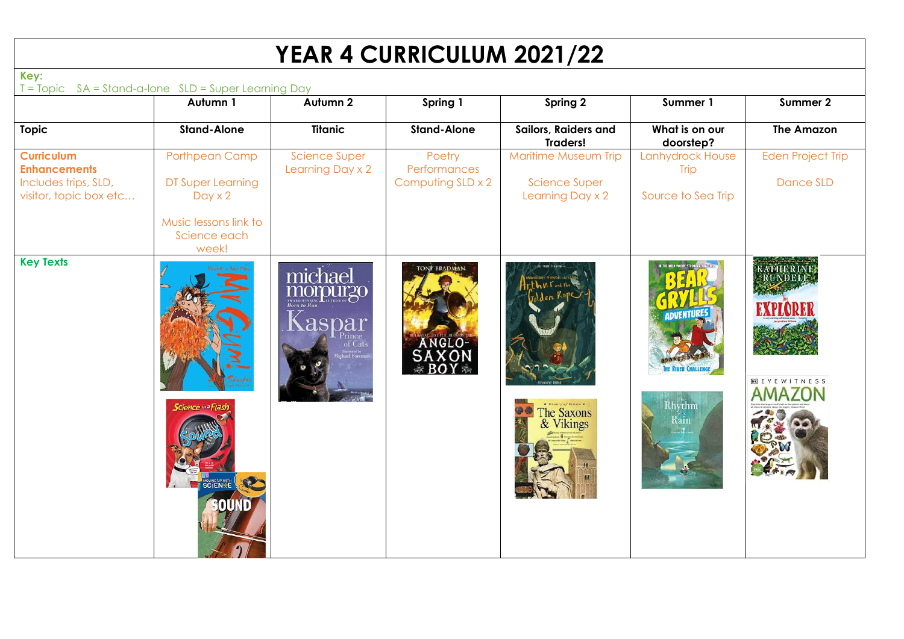# YEAR 4 CURRICULUM 2021/22

**Key:**
T = Topic  SA = Stand-a-lone  SLD = Super Learning Day

| | Autumn 1 | Autumn 2 | Spring 1 | Spring 2 | Summer 1 | Summer 2 |
|---|---|---|---|---|---|---|
| **Topic** | **Stand-Alone** | **Titanic** | **Stand-Alone** | **Sailors, Raiders and Traders!** | **What is on our doorstep?** | **The Amazon** |
| **Curriculum Enhancements** Includes trips, SLD, visitor, topic box etc… | Porthpean Camp<br><br>DT Super Learning Day x 2<br><br>Music lessons link to Science each week! | Science Super Learning Day x 2 | Poetry Performances<br>Computing SLD x 2 | Maritime Museum Trip<br><br>Science Super Learning Day x 2 | Lanhydrock House Trip<br><br>Source to Sea Trip | Eden Project Trip<br><br>Dance SLD |
| **Key Texts** | | | | | | |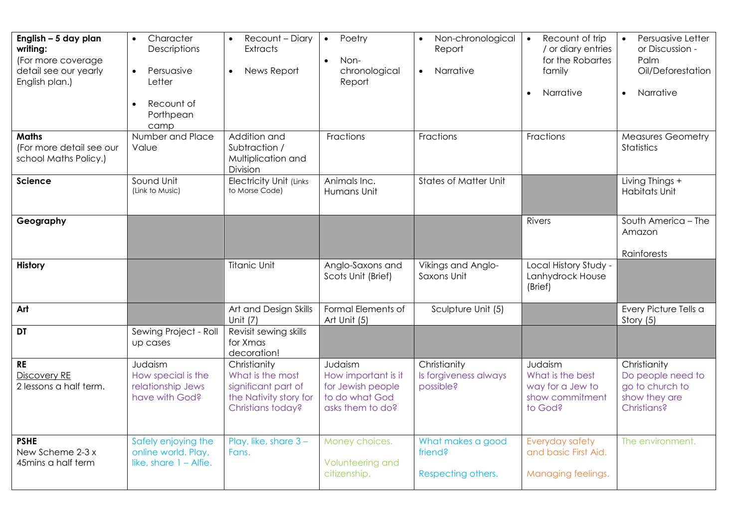| **English – 5 day plan writing:** (For more coverage detail see our yearly English plan.) | • Character Descriptions<br>• Persuasive Letter<br>• Recount of Porthpean camp | • Recount – Diary Extracts<br>• News Report | • Poetry<br>• Non-chronological Report | • Non-chronological Report<br>• Narrative | • Recount of trip / or diary entries for the Robartes family<br>• Narrative | • Persuasive Letter or Discussion - Palm Oil/Deforestation<br>• Narrative |
|---|---|---|---|---|---|---|
| **Maths** (For more detail see our school Maths Policy.) | Number and Place Value | Addition and Subtraction / Multiplication and Division | Fractions | Fractions | Fractions | Measures Geometry Statistics |
| **Science** | Sound Unit (Link to Music) | Electricity Unit (Links to Morse Code) | Animals Inc. Humans Unit | States of Matter Unit | | Living Things + Habitats Unit |
| **Geography** | | | | | Rivers | South America – The Amazon<br><br>Rainforests |
| **History** | | Titanic Unit | Anglo-Saxons and Scots Unit (Brief) | Vikings and Anglo-Saxons Unit | Local History Study - Lanhydrock House (Brief) | |
| **Art** | | Art and Design Skills Unit (7) | Formal Elements of Art Unit (5) | Sculpture Unit (5) | | Every Picture Tells a Story (5) |
| **DT** | Sewing Project - Roll up cases | Revisit sewing skills for Xmas decoration! | | | | |
| **RE** Discovery RE 2 lessons a half term. | Judaism<br>How special is the relationship Jews have with God? | Christianity<br>What is the most significant part of the Nativity story for Christians today? | Judaism<br>How important is it for Jewish people to do what God asks them to do? | Christianity<br>Is forgiveness always possible? | Judaism<br>What is the best way for a Jew to show commitment to God? | Christianity<br>Do people need to go to church to show they are Christians? |
| **PSHE** New Scheme 2-3 x 45mins a half term | Safely enjoying the online world. Play, like, share 1 – Alfie. | Play, like, share 3 – Fans. | Money choices.<br><br>Volunteering and citizenship. | What makes a good friend?<br><br>Respecting others. | Everyday safety and basic First Aid.<br><br>Managing feelings. | The environment. |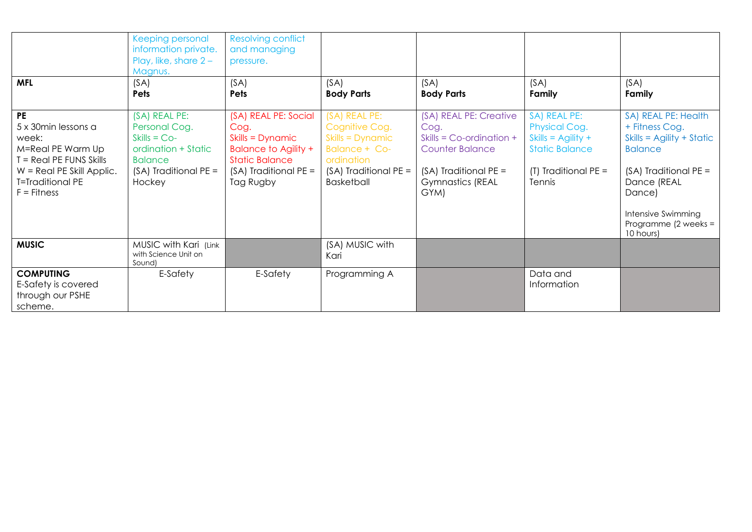| | | | | | | |
|---|---|---|---|---|---|---|
| | Keeping personal information private. Play, like, share 2 – Magnus. | Resolving conflict and managing pressure. | | | | |
| **MFL** | (SA) **Pets** | (SA) **Pets** | (SA) **Body Parts** | (SA) **Body Parts** | (SA) **Family** | (SA) **Family** |
| **PE** 5 x 30min lessons a week: M=Real PE Warm Up T = Real PE FUNS Skills W = Real PE Skill Applic. T=Traditional PE F = Fitness | (SA) REAL PE: Personal Cog. Skills = Co-ordination + Static Balance (SA) Traditional PE = Hockey | (SA) REAL PE: Social Cog. Skills = Dynamic Balance to Agility + Static Balance (SA) Traditional PE = Tag Rugby | (SA) REAL PE: Cognitive Cog. Skills = Dynamic Balance + Co-ordination (SA) Traditional PE = Basketball | (SA) REAL PE: Creative Cog. Skills = Co-ordination + Counter Balance (SA) Traditional PE = Gymnastics (REAL GYM) | SA) REAL PE: Physical Cog. Skills = Agility + Static Balance (T) Traditional PE = Tennis | SA) REAL PE: Health + Fitness Cog. Skills = Agility + Static Balance (SA) Traditional PE = Dance (REAL Dance) Intensive Swimming Programme (2 weeks = 10 hours) |
| **MUSIC** | MUSIC with Kari (Link with Science Unit on Sound) | | (SA) MUSIC with Kari | | | |
| **COMPUTING** E-Safety is covered through our PSHE scheme. | E-Safety | E-Safety | Programming A | | Data and Information | |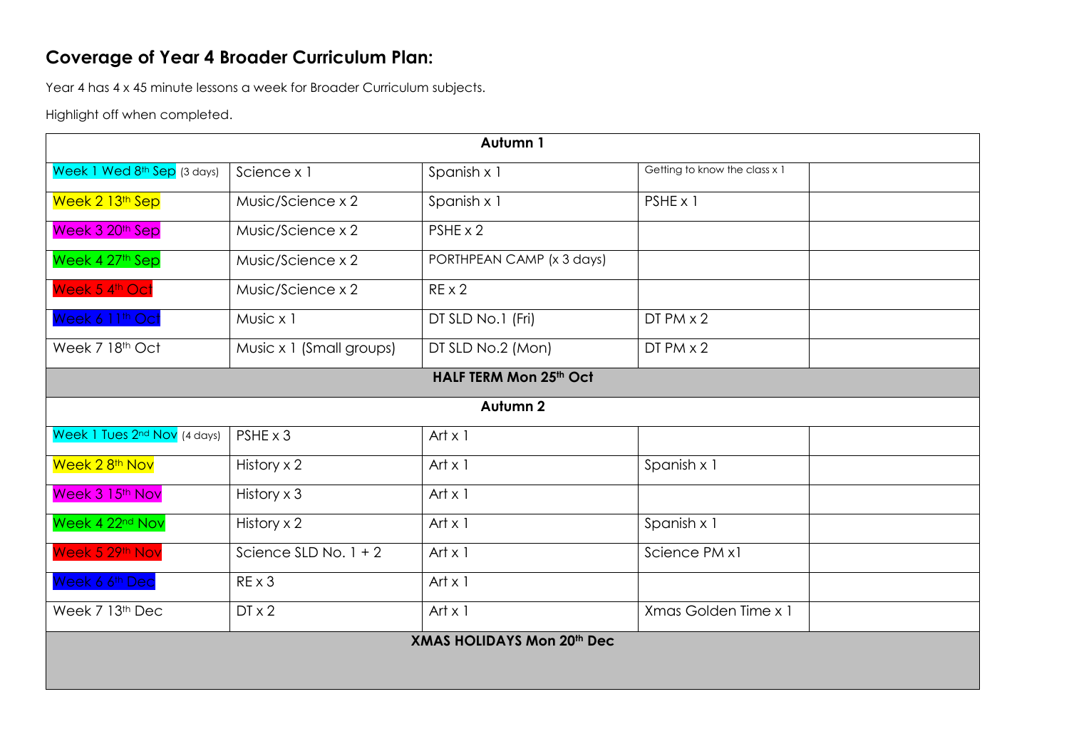## Coverage of Year 4 Broader Curriculum Plan:

Year 4 has 4 x 45 minute lessons a week for Broader Curriculum subjects.

Highlight off when completed.

| Autumn 1 | | | | |
|---|---|---|---|---|
| Week 1 Wed 8th Sep (3 days) | Science x 1 | Spanish x 1 | Getting to know the class x 1 | |
| Week 2 13th Sep | Music/Science x 2 | Spanish x 1 | PSHE x 1 | |
| Week 3 20th Sep | Music/Science x 2 | PSHE x 2 | | |
| Week 4 27th Sep | Music/Science x 2 | PORTHPEAN CAMP (x 3 days) | | |
| Week 5 4th Oct | Music/Science x 2 | RE x 2 | | |
| Week 6 11th Oct | Music x 1 | DT SLD No.1 (Fri) | DT PM x 2 | |
| Week 7 18th Oct | Music x 1 (Small groups) | DT SLD No.2 (Mon) | DT PM x 2 | |
| **HALF TERM Mon 25th Oct** | | | | |
| **Autumn 2** | | | | |
| Week 1 Tues 2nd Nov (4 days) | PSHE x 3 | Art x 1 | | |
| Week 2 8th Nov | History x 2 | Art x 1 | Spanish x 1 | |
| Week 3 15th Nov | History x 3 | Art x 1 | | |
| Week 4 22nd Nov | History x 2 | Art x 1 | Spanish x 1 | |
| Week 5 29th Nov | Science SLD No. 1 + 2 | Art x 1 | Science PM x1 | |
| Week 6 6th Dec | RE x 3 | Art x 1 | | |
| Week 7 13th Dec | DT x 2 | Art x 1 | Xmas Golden Time x 1 | |
| **XMAS HOLIDAYS Mon 20th Dec** | | | | |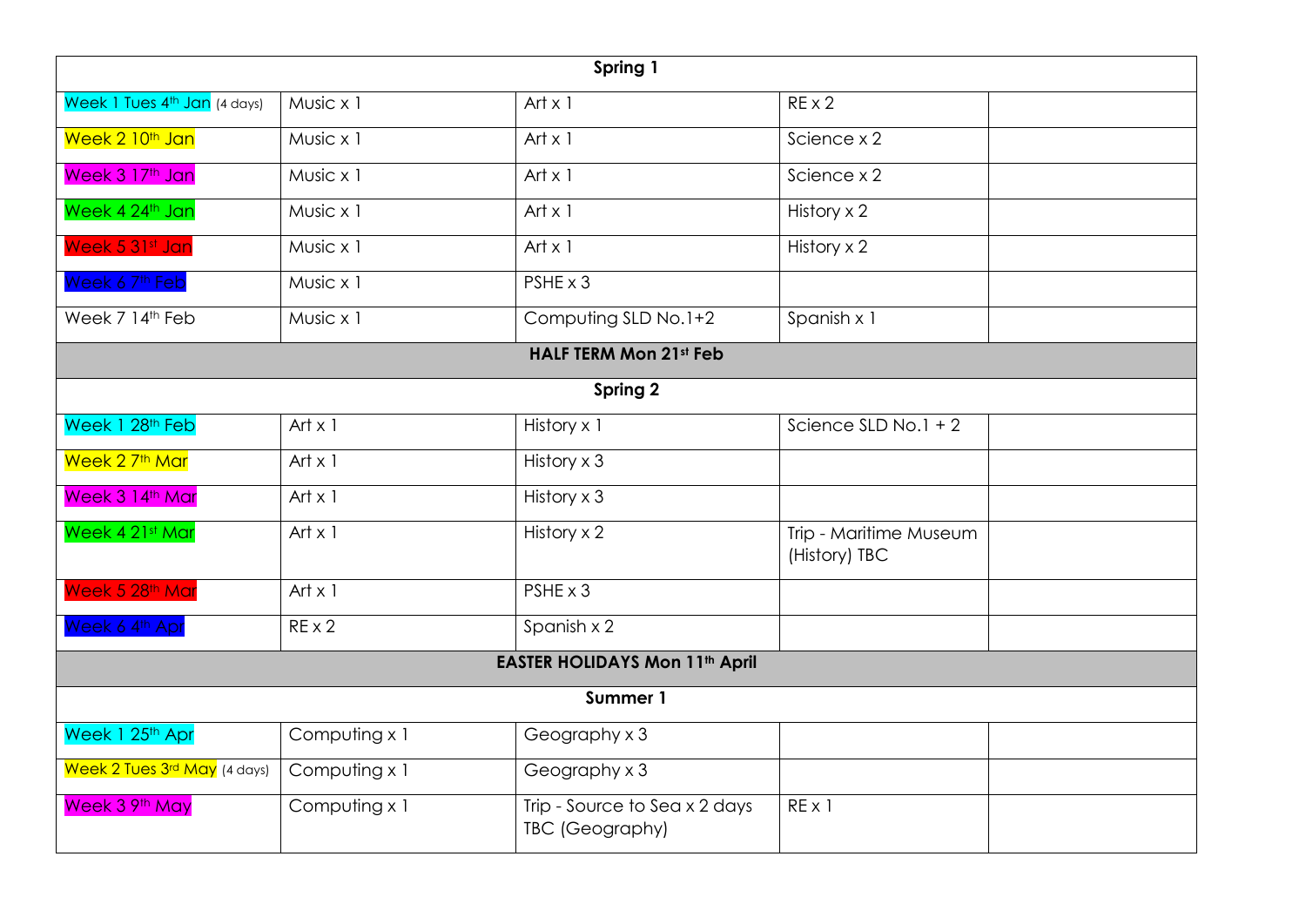| Spring 1 | | | | |
|---|---|---|---|---|
| Week 1 Tues 4th Jan (4 days) | Music x 1 | Art x 1 | RE x 2 | |
| Week 2 10th Jan | Music x 1 | Art x 1 | Science x 2 | |
| Week 3 17th Jan | Music x 1 | Art x 1 | Science x 2 | |
| Week 4 24th Jan | Music x 1 | Art x 1 | History x 2 | |
| Week 5 31st Jan | Music x 1 | Art x 1 | History x 2 | |
| Week 6 7th Feb | Music x 1 | PSHE x 3 | | |
| Week 7 14th Feb | Music x 1 | Computing SLD No.1+2 | Spanish x 1 | |
| **HALF TERM Mon 21st Feb** | | | | |
| **Spring 2** | | | | |
| Week 1 28th Feb | Art x 1 | History x 1 | Science SLD No.1 + 2 | |
| Week 2 7th Mar | Art x 1 | History x 3 | | |
| Week 3 14th Mar | Art x 1 | History x 3 | | |
| Week 4 21st Mar | Art x 1 | History x 2 | Trip - Maritime Museum (History) TBC | |
| Week 5 28th Mar | Art x 1 | PSHE x 3 | | |
| Week 6 4th Apr | RE x 2 | Spanish x 2 | | |
| **EASTER HOLIDAYS Mon 11th April** | | | | |
| **Summer 1** | | | | |
| Week 1 25th Apr | Computing x 1 | Geography x 3 | | |
| Week 2 Tues 3rd May (4 days) | Computing x 1 | Geography x 3 | | |
| Week 3 9th May | Computing x 1 | Trip - Source to Sea x 2 days TBC (Geography) | RE x 1 | |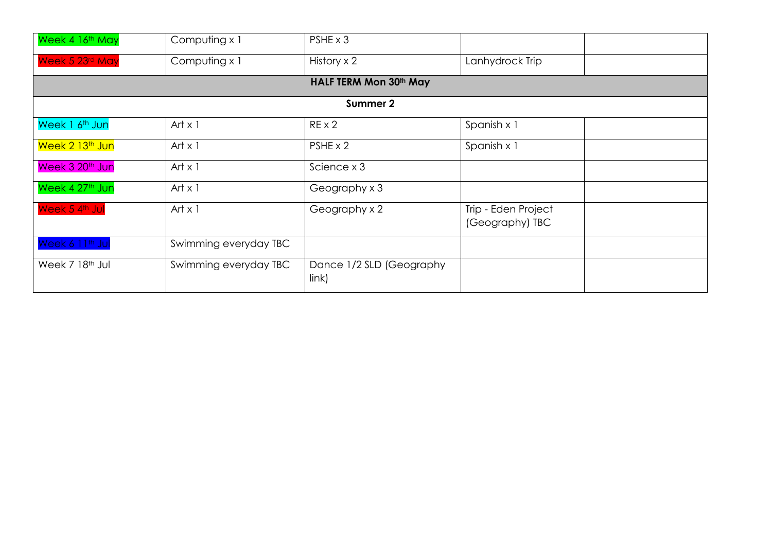| | | | | |
|---|---|---|---|---|
| Week 4 16th May | Computing x 1 | PSHE x 3 | | |
| Week 5 23rd May | Computing x 1 | History x 2 | Lanhydrock Trip | |
| **HALF TERM Mon 30th May** | | | | |
| **Summer 2** | | | | |
| Week 1 6th Jun | Art x 1 | RE x 2 | Spanish x 1 | |
| Week 2 13th Jun | Art x 1 | PSHE x 2 | Spanish x 1 | |
| Week 3 20th Jun | Art x 1 | Science x 3 | | |
| Week 4 27th Jun | Art x 1 | Geography x 3 | | |
| Week 5 4th Jul | Art x 1 | Geography x 2 | Trip - Eden Project (Geography) TBC | |
| Week 6 11th Jul | Swimming everyday TBC | | | |
| Week 7 18th Jul | Swimming everyday TBC | Dance 1/2 SLD (Geography link) | | |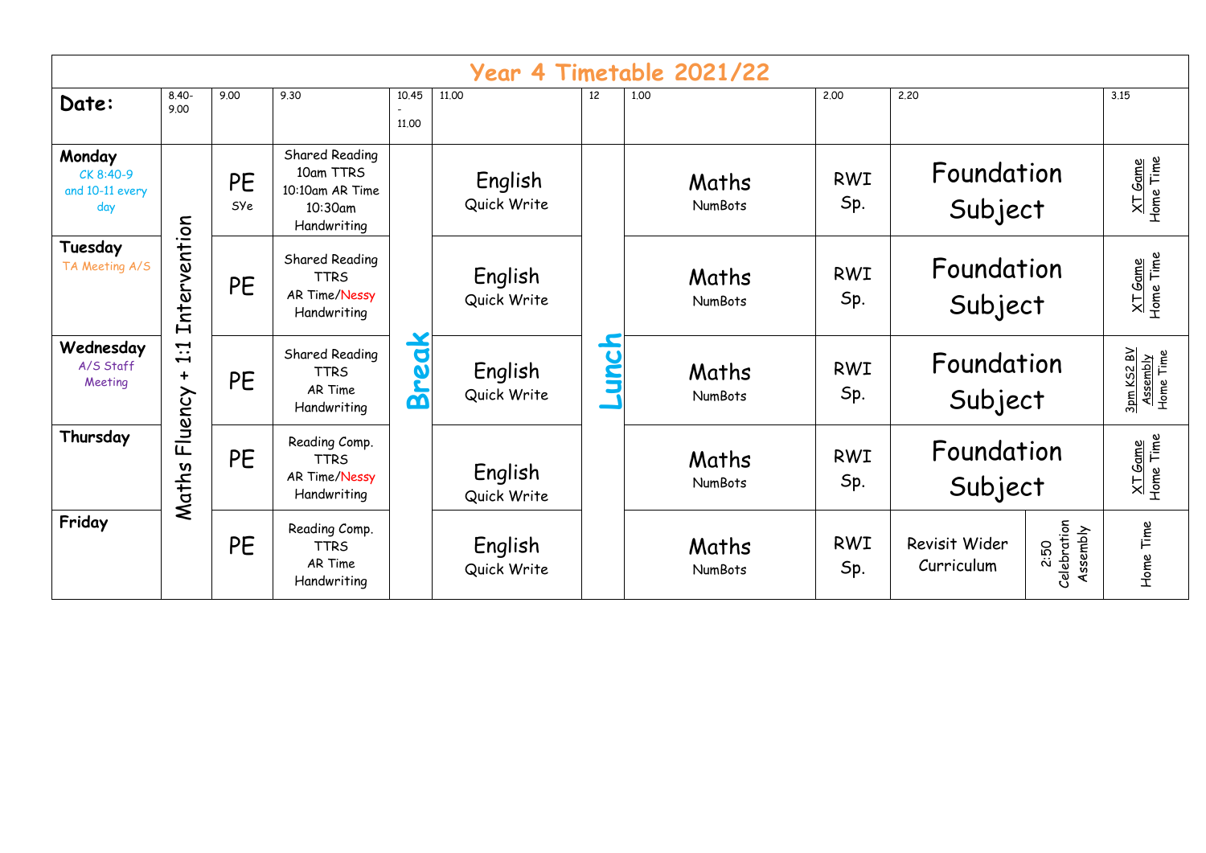# Year 4 Timetable 2021/22

| Date: | 8.40-9.00 | 9.00 | 9.30 | 10.45 - 11.00 | 11.00 | 12 | 1.00 | 2.00 | 2.20 | | 3.15 |
|---|---|---|---|---|---|---|---|---|---|---|---|
| **Monday** CK 8:40-9 and 10-11 every day | Maths Fluency + 1:1 Intervention | PE SYe | Shared Reading 10am TTRS 10:10am AR Time 10:30am Handwriting | Break | English Quick Write | Lunch | Maths NumBots | RWI Sp. | Foundation Subject | | XT Game Home Time |
| **Tuesday** TA Meeting A/S | | PE | Shared Reading TTRS AR Time/Nessy Handwriting | | English Quick Write | | Maths NumBots | RWI Sp. | Foundation Subject | | XT Game Home Time |
| **Wednesday** A/S Staff Meeting | | PE | Shared Reading TTRS AR Time Handwriting | | English Quick Write | | Maths NumBots | RWI Sp. | Foundation Subject | | 3pm KS2 BV Assembly Home Time |
| **Thursday** | | PE | Reading Comp. TTRS AR Time/Nessy Handwriting | | English Quick Write | | Maths NumBots | RWI Sp. | Foundation Subject | | XT Game Home Time |
| **Friday** | | PE | Reading Comp. TTRS AR Time Handwriting | | English Quick Write | | Maths NumBots | RWI Sp. | Revisit Wider Curriculum | 2:50 Celebration Assembly | Home Time |